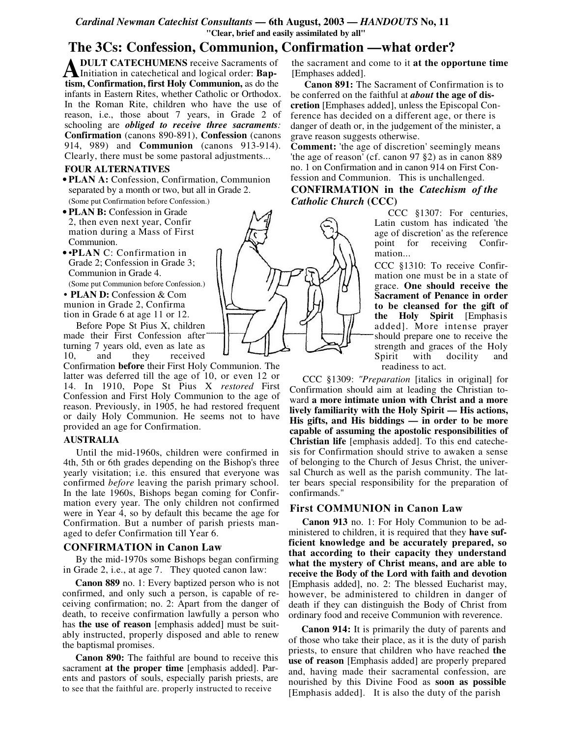*Cardinal Newman Catechist Consultants* — **6th August, 2003** — ***HANDOUTS* No, 11**

**"Clear, brief and easily assimilated by all"**

# The 3Cs: Confession, Communion, Confirmation —what order?

**ADULT CATECHUMENS** receive Sacraments of Initiation in catechetical and logical order: **Baptism, Confirmation, first Holy Communion,** as do the infants in Eastern Rites, whether Catholic or Orthodox. In the Roman Rite, children who have the use of reason, i.e., those about 7 years, in Grade 2 of schooling are ***obliged to receive three sacraments:*** **Confirmation** (canons 890-891), **Confession** (canons 914, 989) and **Communion** (canons 913-914). Clearly, there must be some pastoral adjustments...

### FOUR ALTERNATIVES

- **PLAN A:** Confession, Confirmation, Communion separated by a month or two, but all in Grade 2. (Some put Confirmation before Confession.)
- **PLAN B:** Confession in Grade 2, then even next year, Confirmation during a Mass of First Communion.
- **PLAN** C: Confirmation in Grade 2; Confession in Grade 3; Communion in Grade 4. (Some put Communion before Confession.)
- **PLAN D:** Confession & Communion in Grade 2, Confirmation in Grade 6 at age 11 or 12.

Before Pope St Pius X, children made their First Confession after turning 7 years old, even as late as 10, and they received Confirmation **before** their First Holy Communion. The latter was deferred till the age of 10, or even 12 or 14. In 1910, Pope St Pius X *restored* First Confession and First Holy Communion to the age of reason. Previously, in 1905, he had restored frequent or daily Holy Communion. He seems not to have provided an age for Confirmation.

### AUSTRALIA

Until the mid-1960s, children were confirmed in 4th, 5th or 6th grades depending on the Bishop's three yearly visitation; i.e. this ensured that everyone was confirmed *before* leaving the parish primary school. In the late 1960s, Bishops began coming for Confirmation every year. The only children not confirmed were in Year 4, so by default this became the age for Confirmation. But a number of parish priests managed to defer Confirmation till Year 6.

### CONFIRMATION in Canon Law

By the mid-1970s some Bishops began confirming in Grade 2, i.e., at age 7. They quoted canon law:

**Canon 889** no. 1: Every baptized person who is not confirmed, and only such a person, is capable of receiving confirmation; no. 2: Apart from the danger of death, to receive confirmation lawfully a person who has **the use of reason** [emphasis added] must be suitably instructed, properly disposed and able to renew the baptismal promises.

**Canon 890:** The faithful are bound to receive this sacrament **at the proper time** [emphasis added]. Parents and pastors of souls, especially parish priests, are to see that the faithful are. properly instructed to receive the sacrament and come to it **at the opportune time** [Emphases added].

**Canon 891:** The Sacrament of Confirmation is to be conferred on the faithful at ***about*** **the age of discretion** [Emphases added], unless the Episcopal Conference has decided on a different age, or there is danger of death or, in the judgement of the minister, a grave reason suggests otherwise.

**Comment:** 'the age of discretion' seemingly means 'the age of reason' (cf. canon 97 §2) as in canon 889 no. 1 on Confirmation and in canon 914 on First Confession and Communion. This is unchallenged.

### CONFIRMATION in the *Catechism of the Catholic Church* (CCC)

CCC §1307: For centuries, Latin custom has indicated 'the age of discretion' as the reference point for receiving Confirmation...

CCC §1310: To receive Confirmation one must be in a state of grace. **One should receive the Sacrament of Penance in order to be cleansed for the gift of the Holy Spirit** [Emphasis added]. More intense prayer should prepare one to receive the strength and graces of the Holy Spirit with docility and readiness to act.

CCC §1309: *"Preparation* [italics in original] for Confirmation should aim at leading the Christian toward **a more intimate union with Christ and a more lively familiarity with the Holy Spirit — His actions, His gifts, and His biddings — in order to be more capable of assuming the apostolic responsibilities of Christian life** [emphasis added]. To this end catechesis for Confirmation should strive to awaken a sense of belonging to the Church of Jesus Christ, the universal Church as well as the parish community. The latter bears special responsibility for the preparation of confirmands."

### First COMMUNION in Canon Law

**Canon 913** no. 1: For Holy Communion to be administered to children, it is required that they **have sufficient knowledge and be accurately prepared, so that according to their capacity they understand what the mystery of Christ means, and are able to receive the Body of the Lord with faith and devotion** [Emphasis added], no. 2: The blessed Eucharist may, however, be administered to children in danger of death if they can distinguish the Body of Christ from ordinary food and receive Communion with reverence.

**Canon 914:** It is primarily the duty of parents and of those who take their place, as it is the duty of parish priests, to ensure that children who have reached **the use of reason** [Emphasis added] are properly prepared and, having made their sacramental confession, are nourished by this Divine Food as **soon as possible** [Emphasis added]. It is also the duty of the parish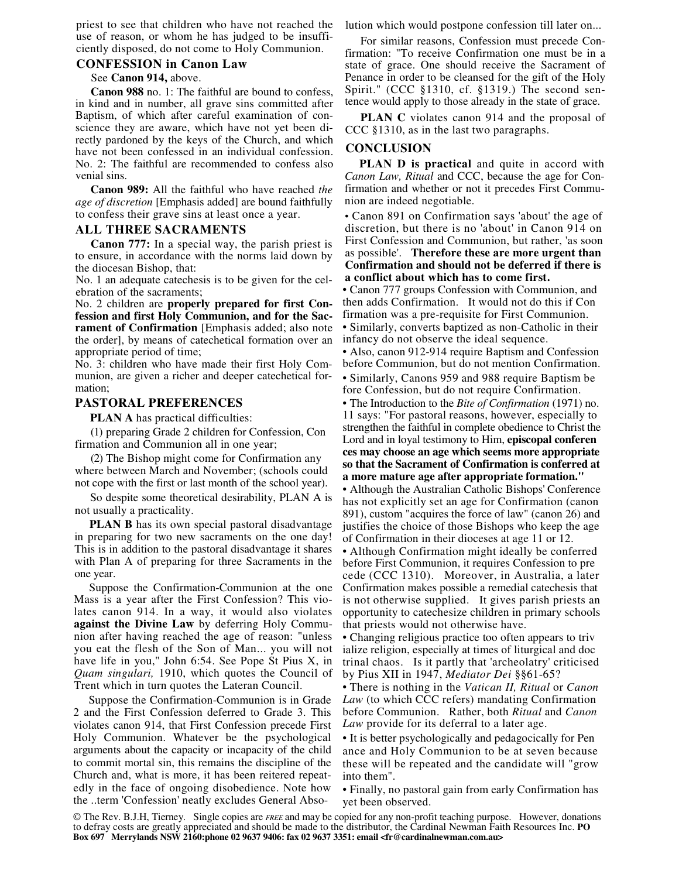priest to see that children who have not reached the use of reason, or whom he has judged to be insufficiently disposed, do not come to Holy Communion.

## CONFESSION in Canon Law

See **Canon 914,** above.

**Canon 988** no. 1: The faithful are bound to confess, in kind and in number, all grave sins committed after Baptism, of which after careful examination of conscience they are aware, which have not yet been directly pardoned by the keys of the Church, and which have not been confessed in an individual confession. No. 2: The faithful are recommended to confess also venial sins.

**Canon 989:** All the faithful who have reached *the age of discretion* [Emphasis added] are bound faithfully to confess their grave sins at least once a year.

## ALL THREE SACRAMENTS

**Canon 777:** In a special way, the parish priest is to ensure, in accordance with the norms laid down by the diocesan Bishop, that:

No. 1 an adequate catechesis is to be given for the celebration of the sacraments;

No. 2 children are **properly prepared for first Confession and first Holy Communion, and for the Sacrament of Confirmation** [Emphasis added; also note the order], by means of catechetical formation over an appropriate period of time;

No. 3: children who have made their first Holy Communion, are given a richer and deeper catechetical formation;

## PASTORAL PREFERENCES

**PLAN A** has practical difficulties:

(1) preparing Grade 2 children for Confession, Con firmation and Communion all in one year;

(2) The Bishop might come for Confirmation any where between March and November; (schools could not cope with the first or last month of the school year).

So despite some theoretical desirability, PLAN A is not usually a practicality.

**PLAN B** has its own special pastoral disadvantage in preparing for two new sacraments on the one day! This is in addition to the pastoral disadvantage it shares with Plan A of preparing for three Sacraments in the one year.

Suppose the Confirmation-Communion at the one Mass is a year after the First Confession? This violates canon 914. In a way, it would also violates **against the Divine Law** by deferring Holy Communion after having reached the age of reason: "unless you eat the flesh of the Son of Man... you will not have life in you," John 6:54. See Pope St Pius X, in *Quam singulari,* 1910, which quotes the Council of Trent which in turn quotes the Lateran Council.

Suppose the Confirmation-Communion is in Grade 2 and the First Confession deferred to Grade 3. This violates canon 914, that First Confession precede First Holy Communion. Whatever be the psychological arguments about the capacity or incapacity of the child to commit mortal sin, this remains the discipline of the Church and, what is more, it has been reiterated repeatedly in the face of ongoing disobedience. Note how the ..term 'Confession' neatly excludes General Absolution which would postpone confession till later on...

For similar reasons, Confession must precede Confirmation: "To receive Confirmation one must be in a state of grace. One should receive the Sacrament of Penance in order to be cleansed for the gift of the Holy Spirit." (CCC §1310, cf. §1319.) The second sentence would apply to those already in the state of grace.

**PLAN C** violates canon 914 and the proposal of CCC §1310, as in the last two paragraphs.

## CONCLUSION

**PLAN D is practical** and quite in accord with *Canon Law, Ritual* and CCC, because the age for Confirmation and whether or not it precedes First Communion are indeed negotiable.

- Canon 891 on Confirmation says 'about' the age of discretion, but there is no 'about' in Canon 914 on First Confession and Communion, but rather, 'as soon as possible'. **Therefore these are more urgent than Confirmation and should not be deferred if there is a conflict about which has to come first.**
- Canon 777 groups Confession with Communion, and then adds Confirmation. It would not do this if Con firmation was a pre-requisite for First Communion.
- Similarly, converts baptized as non-Catholic in their infancy do not observe the ideal sequence.
- Also, canon 912-914 require Baptism and Confession before Communion, but do not mention Confirmation.
- Similarly, Canons 959 and 988 require Baptism be fore Confession, but do not require Confirmation.
- The Introduction to the *Bite of Confirmation* (1971) no. 11 says: "For pastoral reasons, however, especially to strengthen the faithful in complete obedience to Christ the Lord and in loyal testimony to Him, **episcopal conferen ces may choose an age which seems more appropriate so that the Sacrament of Confirmation is conferred at a more mature age after appropriate formation."**
- Although the Australian Catholic Bishops' Conference has not explicitly set an age for Confirmation (canon 891), custom "acquires the force of law" (canon 26) and justifies the choice of those Bishops who keep the age of Confirmation in their dioceses at age 11 or 12.
- Although Confirmation might ideally be conferred before First Communion, it requires Confession to pre cede (CCC 1310). Moreover, in Australia, a later Confirmation makes possible a remedial catechesis that is not otherwise supplied. It gives parish priests an opportunity to catechesize children in primary schools that priests would not otherwise have.
- Changing religious practice too often appears to triv ialize religion, especially at times of liturgical and doc trinal chaos. Is it partly that 'archeolatry' criticised by Pius XII in 1947, *Mediator Dei* §§61-65?
- There is nothing in the *Vatican II, Ritual* or *Canon Law* (to which CCC refers) mandating Confirmation before Communion. Rather, both *Ritual* and *Canon Law* provide for its deferral to a later age.
- It is better psychologically and pedagocically for Pen ance and Holy Communion to be at seven because these will be repeated and the candidate will "grow into them".
- Finally, no pastoral gain from early Confirmation has yet been observed.

© The Rev. B.J.H, Tierney. Single copies are *FREE* and may be copied for any non-profit teaching purpose. However, donations to defray costs are greatly appreciated and should be made to the distributor, the Cardinal Newman Faith Resources Inc. **PO Box 697 Merrylands NSW 2160:phone 02 9637 9406: fax 02 9637 3351: email <fr@cardinalnewman.com.au>**